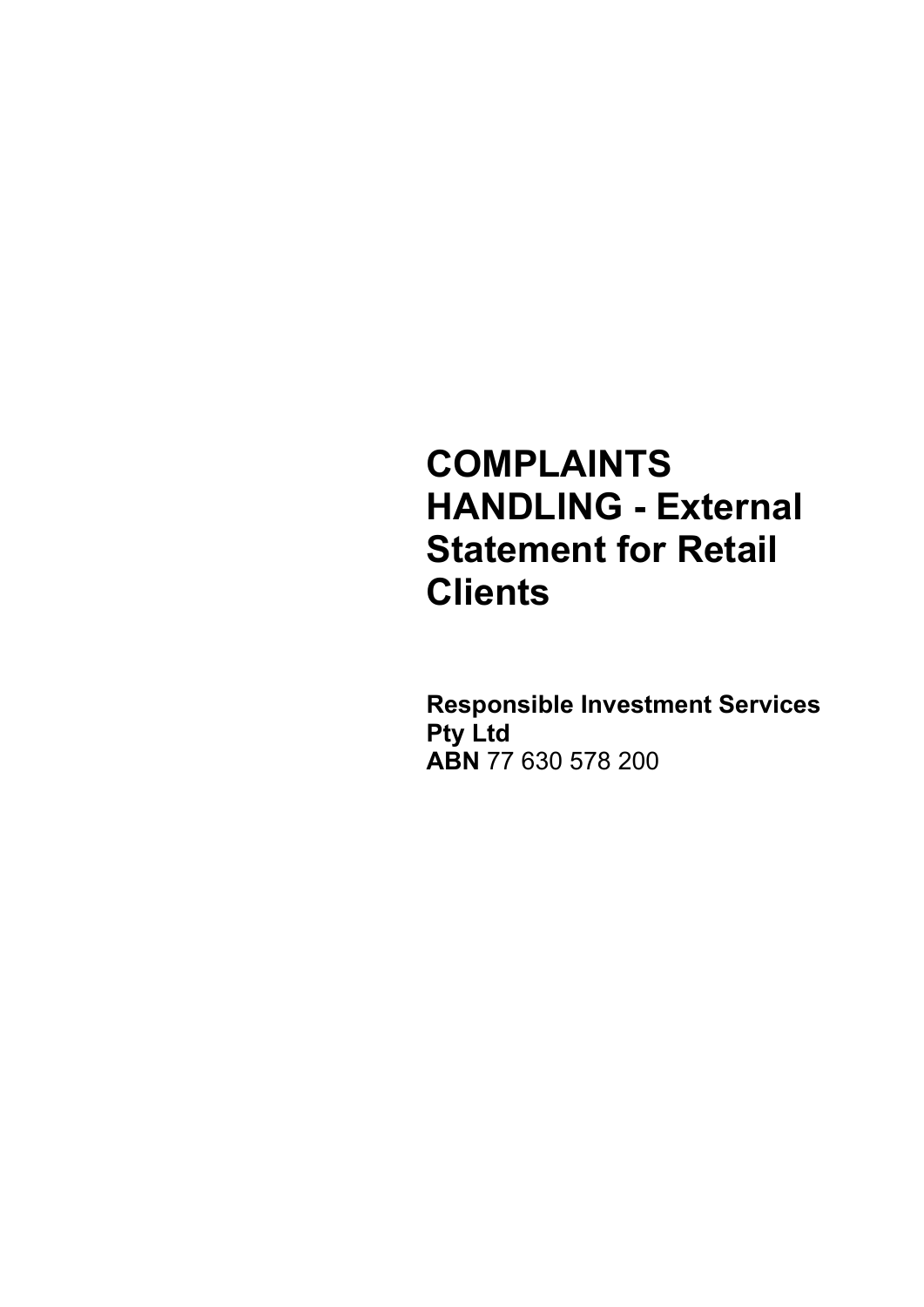# COMPLAINTS HANDLING - External Statement for Retail Clients

**Responsible Investment Services Pty Ltd**
**ABN** 77 630 578 200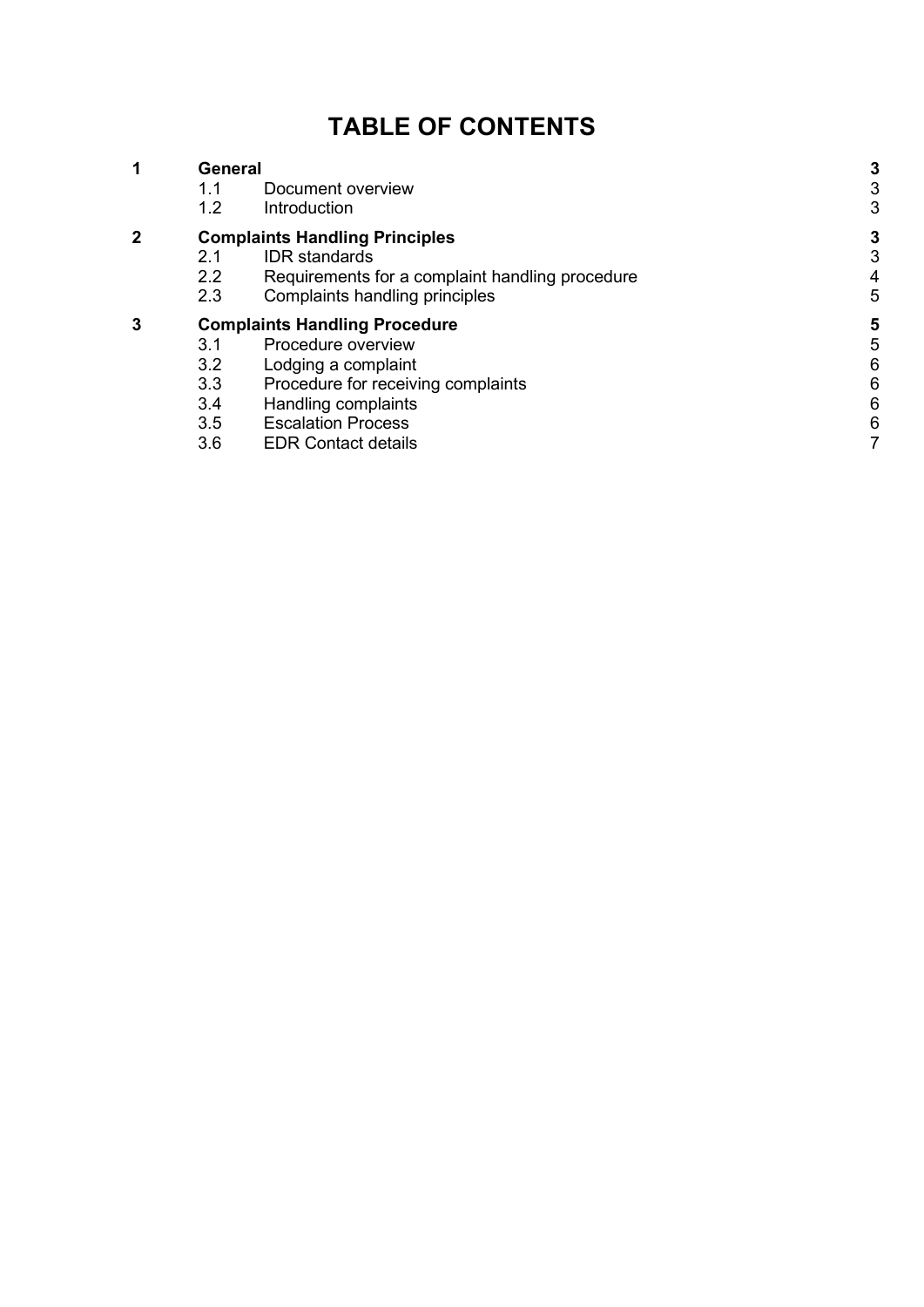# TABLE OF CONTENTS

| | | | |
|---|---|---|---|
| **1** | **General** | | **3** |
| | 1.1 | Document overview | 3 |
| | 1.2 | Introduction | 3 |
| **2** | **Complaints Handling Principles** | | **3** |
| | 2.1 | IDR standards | 3 |
| | 2.2 | Requirements for a complaint handling procedure | 4 |
| | 2.3 | Complaints handling principles | 5 |
| **3** | **Complaints Handling Procedure** | | **5** |
| | 3.1 | Procedure overview | 5 |
| | 3.2 | Lodging a complaint | 6 |
| | 3.3 | Procedure for receiving complaints | 6 |
| | 3.4 | Handling complaints | 6 |
| | 3.5 | Escalation Process | 6 |
| | 3.6 | EDR Contact details | 7 |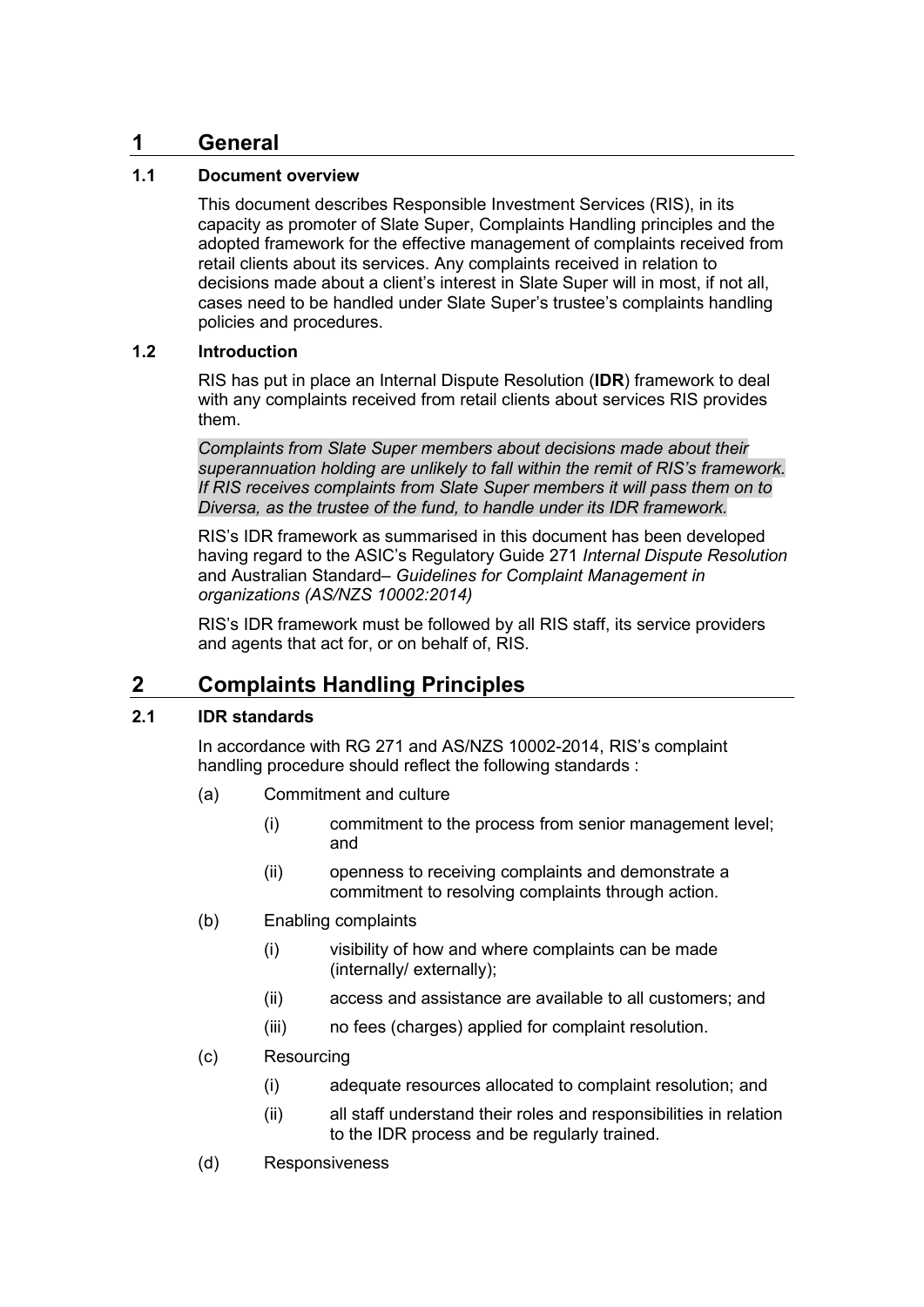# 1 General

## 1.1 Document overview

This document describes Responsible Investment Services (RIS), in its capacity as promoter of Slate Super, Complaints Handling principles and the adopted framework for the effective management of complaints received from retail clients about its services. Any complaints received in relation to decisions made about a client's interest in Slate Super will in most, if not all, cases need to be handled under Slate Super's trustee's complaints handling policies and procedures.

## 1.2 Introduction

RIS has put in place an Internal Dispute Resolution (**IDR**) framework to deal with any complaints received from retail clients about services RIS provides them.

*Complaints from Slate Super members about decisions made about their superannuation holding are unlikely to fall within the remit of RIS's framework. If RIS receives complaints from Slate Super members it will pass them on to Diversa, as the trustee of the fund, to handle under its IDR framework.*

RIS's IDR framework as summarised in this document has been developed having regard to the ASIC's Regulatory Guide 271 *Internal Dispute Resolution* and Australian Standard– *Guidelines for Complaint Management in organizations (AS/NZS 10002:2014)*

RIS's IDR framework must be followed by all RIS staff, its service providers and agents that act for, or on behalf of, RIS.

# 2 Complaints Handling Principles

## 2.1 IDR standards

In accordance with RG 271 and AS/NZS 10002-2014, RIS's complaint handling procedure should reflect the following standards :

(a) Commitment and culture

- (i) commitment to the process from senior management level; and
- (ii) openness to receiving complaints and demonstrate a commitment to resolving complaints through action.

(b) Enabling complaints

- (i) visibility of how and where complaints can be made (internally/ externally);
- (ii) access and assistance are available to all customers; and
- (iii) no fees (charges) applied for complaint resolution.

(c) Resourcing

- (i) adequate resources allocated to complaint resolution; and
- (ii) all staff understand their roles and responsibilities in relation to the IDR process and be regularly trained.

(d) Responsiveness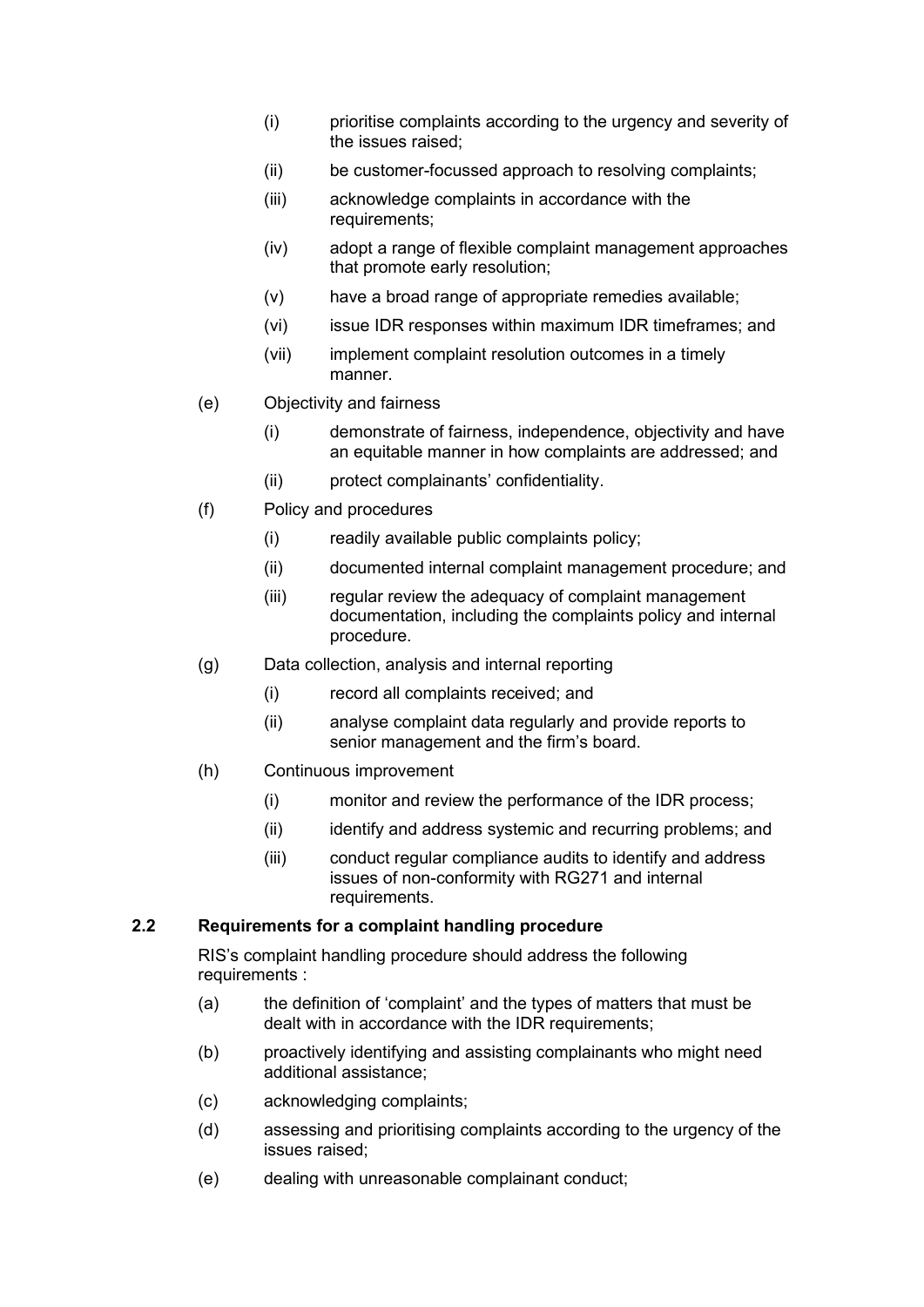(i) prioritise complaints according to the urgency and severity of the issues raised;

(ii) be customer-focussed approach to resolving complaints;

(iii) acknowledge complaints in accordance with the requirements;

(iv) adopt a range of flexible complaint management approaches that promote early resolution;

(v) have a broad range of appropriate remedies available;

(vi) issue IDR responses within maximum IDR timeframes; and

(vii) implement complaint resolution outcomes in a timely manner.

(e) Objectivity and fairness

(i) demonstrate of fairness, independence, objectivity and have an equitable manner in how complaints are addressed; and

(ii) protect complainants' confidentiality.

(f) Policy and procedures

(i) readily available public complaints policy;

(ii) documented internal complaint management procedure; and

(iii) regular review the adequacy of complaint management documentation, including the complaints policy and internal procedure.

(g) Data collection, analysis and internal reporting

(i) record all complaints received; and

(ii) analyse complaint data regularly and provide reports to senior management and the firm's board.

(h) Continuous improvement

(i) monitor and review the performance of the IDR process;

(ii) identify and address systemic and recurring problems; and

(iii) conduct regular compliance audits to identify and address issues of non-conformity with RG271 and internal requirements.

### 2.2 Requirements for a complaint handling procedure

RIS's complaint handling procedure should address the following requirements :

(a) the definition of 'complaint' and the types of matters that must be dealt with in accordance with the IDR requirements;

(b) proactively identifying and assisting complainants who might need additional assistance;

(c) acknowledging complaints;

(d) assessing and prioritising complaints according to the urgency of the issues raised;

(e) dealing with unreasonable complainant conduct;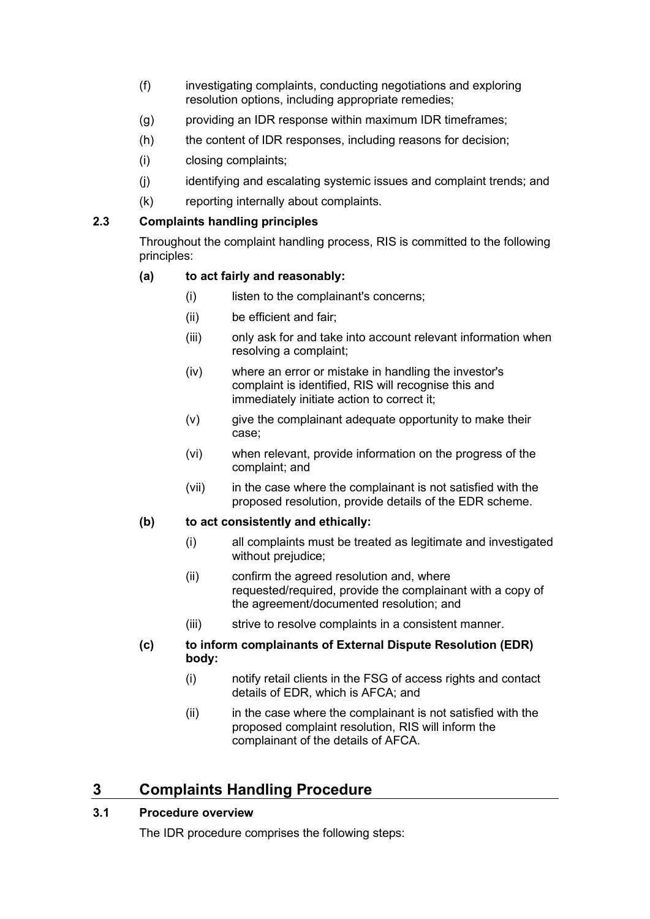(f) investigating complaints, conducting negotiations and exploring resolution options, including appropriate remedies;

(g) providing an IDR response within maximum IDR timeframes;

(h) the content of IDR responses, including reasons for decision;

(i) closing complaints;

(j) identifying and escalating systemic issues and complaint trends; and

(k) reporting internally about complaints.

### 2.3 Complaints handling principles

Throughout the complaint handling process, RIS is committed to the following principles:

**(a) to act fairly and reasonably:**

- (i) listen to the complainant's concerns;
- (ii) be efficient and fair;
- (iii) only ask for and take into account relevant information when resolving a complaint;
- (iv) where an error or mistake in handling the investor's complaint is identified, RIS will recognise this and immediately initiate action to correct it;
- (v) give the complainant adequate opportunity to make their case;
- (vi) when relevant, provide information on the progress of the complaint; and
- (vii) in the case where the complainant is not satisfied with the proposed resolution, provide details of the EDR scheme.

**(b) to act consistently and ethically:**

- (i) all complaints must be treated as legitimate and investigated without prejudice;
- (ii) confirm the agreed resolution and, where requested/required, provide the complainant with a copy of the agreement/documented resolution; and
- (iii) strive to resolve complaints in a consistent manner.

**(c) to inform complainants of External Dispute Resolution (EDR) body:**

- (i) notify retail clients in the FSG of access rights and contact details of EDR, which is AFCA; and
- (ii) in the case where the complainant is not satisfied with the proposed complaint resolution, RIS will inform the complainant of the details of AFCA.

## 3 Complaints Handling Procedure

### 3.1 Procedure overview

The IDR procedure comprises the following steps: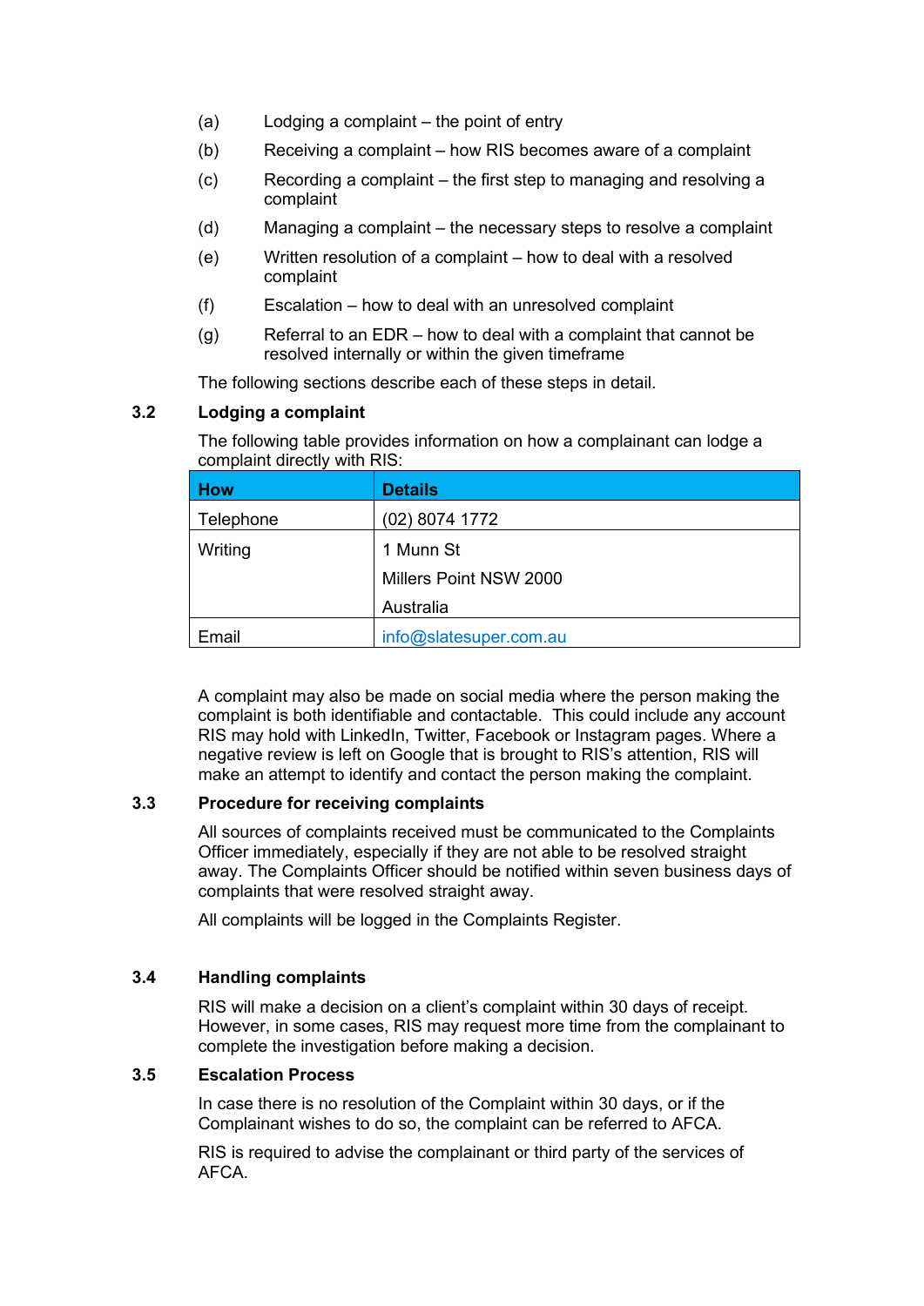(a) Lodging a complaint – the point of entry

(b) Receiving a complaint – how RIS becomes aware of a complaint

(c) Recording a complaint – the first step to managing and resolving a complaint

(d) Managing a complaint – the necessary steps to resolve a complaint

(e) Written resolution of a complaint – how to deal with a resolved complaint

(f) Escalation – how to deal with an unresolved complaint

(g) Referral to an EDR – how to deal with a complaint that cannot be resolved internally or within the given timeframe

The following sections describe each of these steps in detail.

### 3.2 Lodging a complaint

The following table provides information on how a complainant can lodge a complaint directly with RIS:

| How | Details |
|---|---|
| Telephone | (02) 8074 1772 |
| Writing | 1 Munn St<br>Millers Point NSW 2000<br>Australia |
| Email | info@slatesuper.com.au |

A complaint may also be made on social media where the person making the complaint is both identifiable and contactable. This could include any account RIS may hold with LinkedIn, Twitter, Facebook or Instagram pages. Where a negative review is left on Google that is brought to RIS's attention, RIS will make an attempt to identify and contact the person making the complaint.

### 3.3 Procedure for receiving complaints

All sources of complaints received must be communicated to the Complaints Officer immediately, especially if they are not able to be resolved straight away. The Complaints Officer should be notified within seven business days of complaints that were resolved straight away.

All complaints will be logged in the Complaints Register.

### 3.4 Handling complaints

RIS will make a decision on a client's complaint within 30 days of receipt. However, in some cases, RIS may request more time from the complainant to complete the investigation before making a decision.

### 3.5 Escalation Process

In case there is no resolution of the Complaint within 30 days, or if the Complainant wishes to do so, the complaint can be referred to AFCA.

RIS is required to advise the complainant or third party of the services of AFCA.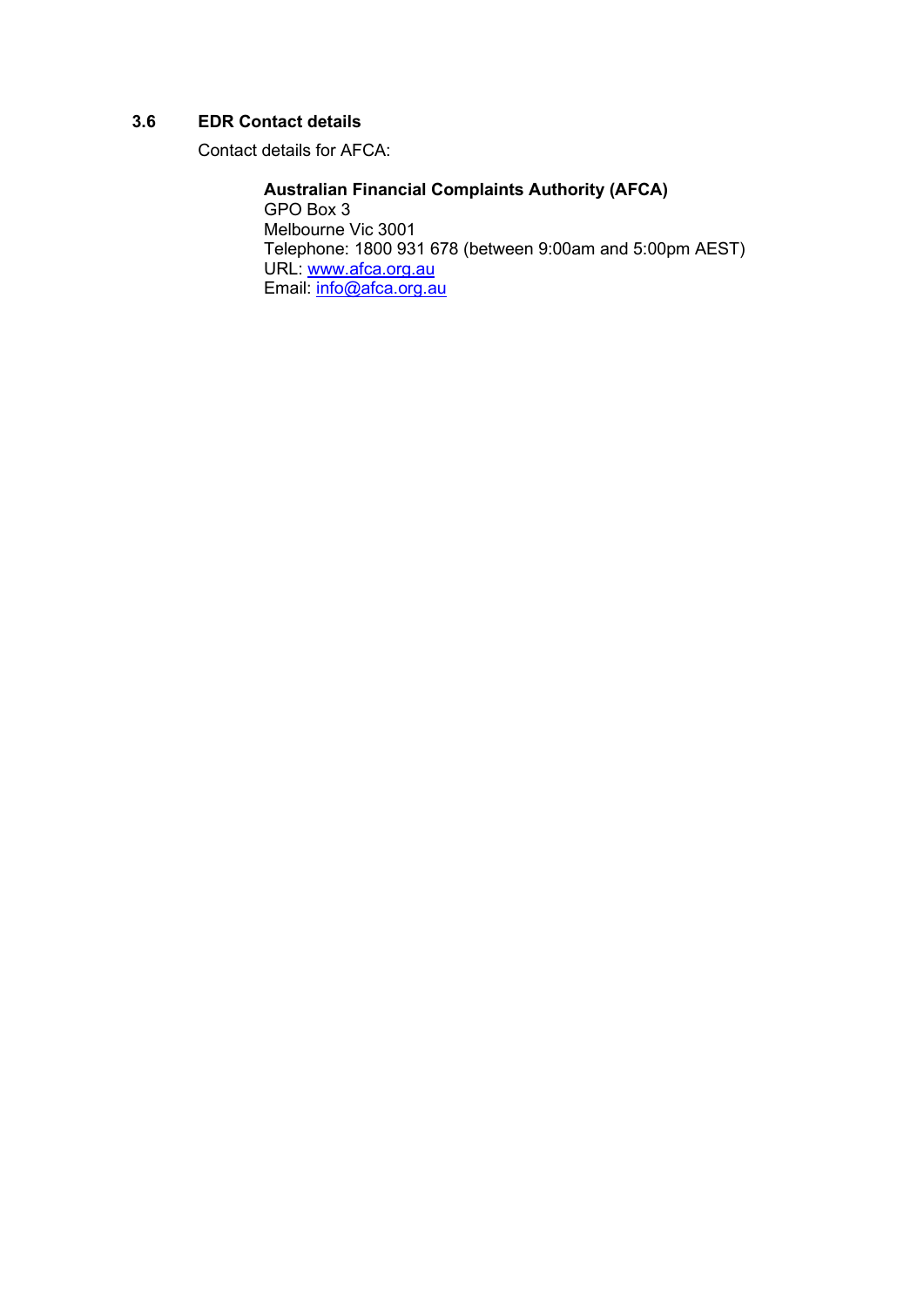### 3.6 EDR Contact details

Contact details for AFCA:

**Australian Financial Complaints Authority (AFCA)**
GPO Box 3
Melbourne Vic 3001
Telephone: 1800 931 678 (between 9:00am and 5:00pm AEST)
URL: www.afca.org.au
Email: info@afca.org.au